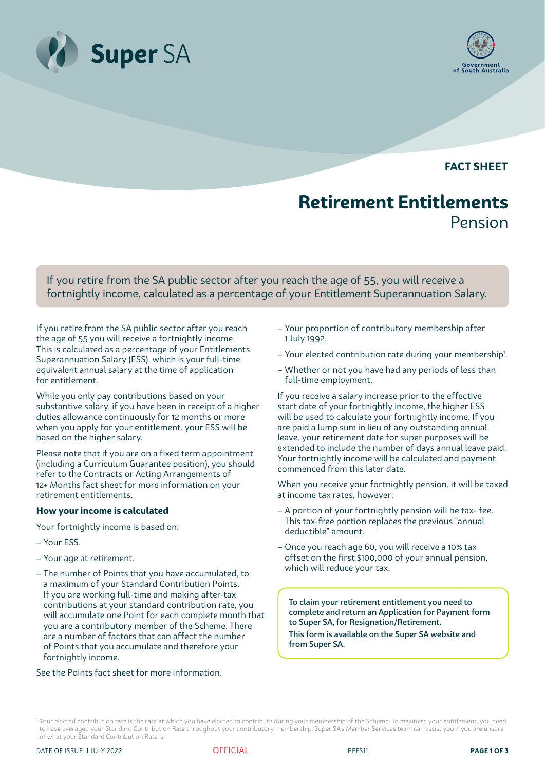FACT SHEET

# Retirement Entitlements

## Pension

If you retire from the SA public sector after you reach the age of 55, you will receive a fortnightly income, calculated as a percentage of your Entitlement Superannuation Salary.

If you retire from the SA public sector after you reach the age of 55 you will receive a fortnightly income. This is calculated as a percentage of your Entitlements Superannuation Salary (ESS), which is your full-time equivalent annual salary at the time of application for entitlement.

While you only pay contributions based on your substantive salary, if you have been in receipt of a higher duties allowance continuously for 12 months or more when you apply for your entitlement, your ESS will be based on the higher salary.

Please note that if you are on a fixed term appointment (including a Curriculum Guarantee position), you should refer to the Contracts or Acting Arrangements of 12+ Months fact sheet for more information on your retirement entitlements.

### How your income is calculated

Your fortnightly income is based on:

- Your ESS.
- Your age at retirement.
- The number of Points that you have accumulated, to a maximum of your Standard Contribution Points. If you are working full-time and making after-tax contributions at your standard contribution rate, you will accumulate one Point for each complete month that you are a contributory member of the Scheme. There are a number of factors that can affect the number of Points that you accumulate and therefore your fortnightly income.

See the Points fact sheet for more information.

- Your proportion of contributory membership after 1 July 1992.
- Your elected contribution rate during your membership[1].
- Whether or not you have had any periods of less than full-time employment.

If you receive a salary increase prior to the effective start date of your fortnightly income, the higher ESS will be used to calculate your fortnightly income. If you are paid a lump sum in lieu of any outstanding annual leave, your retirement date for super purposes will be extended to include the number of days annual leave paid. Your fortnightly income will be calculated and payment commenced from this later date.

When you receive your fortnightly pension, it will be taxed at income tax rates, however:

- A portion of your fortnightly pension will be tax- fee. This tax-free portion replaces the previous "annual deductible" amount.
- Once you reach age 60, you will receive a 10% tax offset on the first $100,000 of your annual pension, which will reduce your tax.

**To claim your retirement entitlement you need to complete and return an Application for Payment form to Super SA, for Resignation/Retirement.**

**This form is available on the Super SA website and from Super SA.**

[1] Your elected contribution rate is the rate at which you have elected to contribute during your membership of the Scheme. To maximise your entitlement, you need to have averaged your Standard Contribution Rate throughout your contributory membership. Super SA's Member Services team can assist you if you are unsure of what your Standard Contribution Rate is.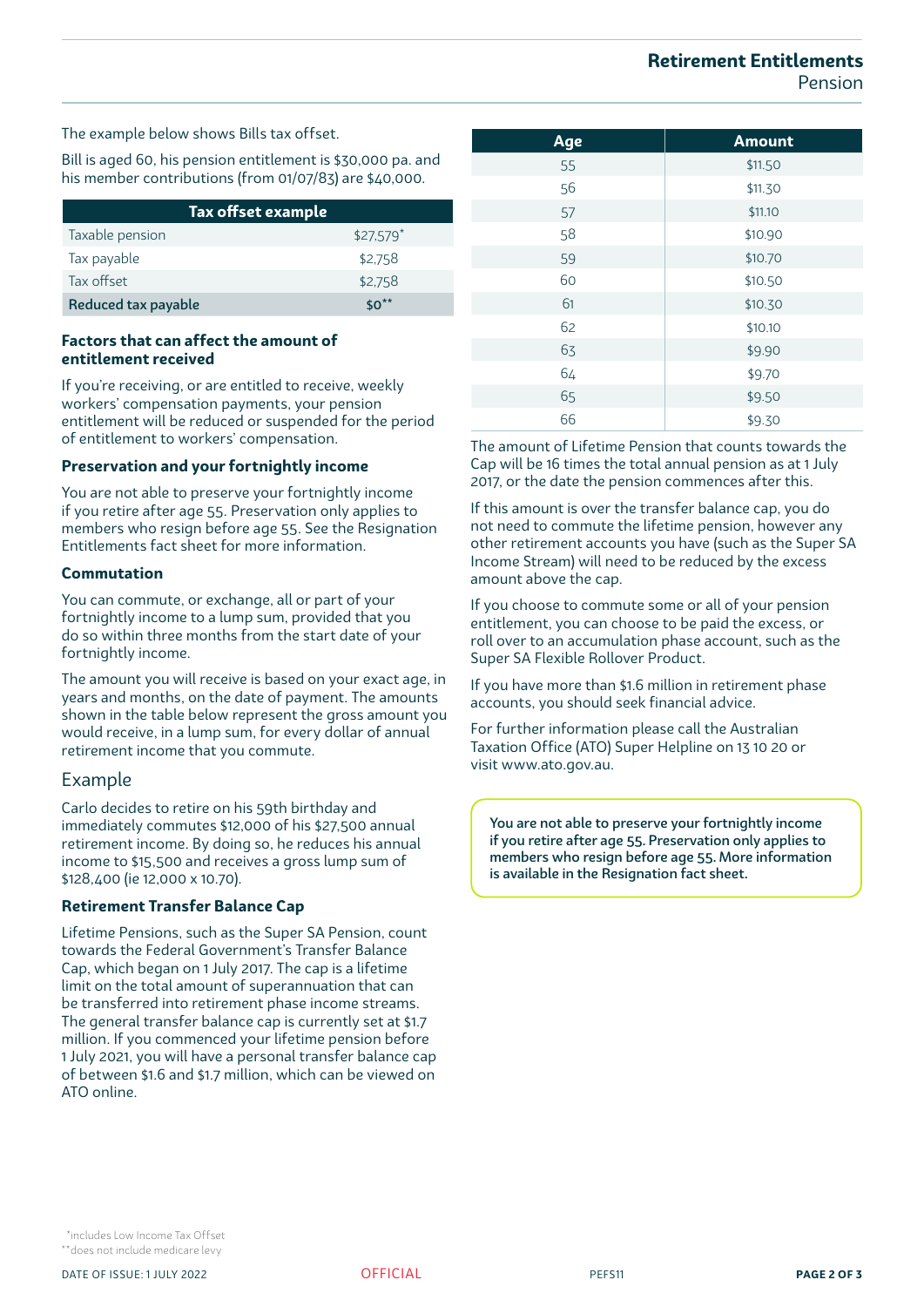The example below shows Bills tax offset.

Bill is aged 60, his pension entitlement is $30,000 pa. and his member contributions (from 01/07/83) are $40,000.

| Tax offset example | |
|---|---|
| Taxable pension | $27,579* |
| Tax payable | $2,758 |
| Tax offset | $2,758 |
| **Reduced tax payable** | **$0****  |

### Factors that can affect the amount of entitlement received

If you're receiving, or are entitled to receive, weekly workers' compensation payments, your pension entitlement will be reduced or suspended for the period of entitlement to workers' compensation.

### Preservation and your fortnightly income

You are not able to preserve your fortnightly income if you retire after age 55. Preservation only applies to members who resign before age 55. See the Resignation Entitlements fact sheet for more information.

### Commutation

You can commute, or exchange, all or part of your fortnightly income to a lump sum, provided that you do so within three months from the start date of your fortnightly income.

The amount you will receive is based on your exact age, in years and months, on the date of payment. The amounts shown in the table below represent the gross amount you would receive, in a lump sum, for every dollar of annual retirement income that you commute.

## Example

Carlo decides to retire on his 59th birthday and immediately commutes $12,000 of his $27,500 annual retirement income. By doing so, he reduces his annual income to $15,500 and receives a gross lump sum of $128,400 (ie 12,000 x 10.70).

### Retirement Transfer Balance Cap

Lifetime Pensions, such as the Super SA Pension, count towards the Federal Government's Transfer Balance Cap, which began on 1 July 2017. The cap is a lifetime limit on the total amount of superannuation that can be transferred into retirement phase income streams. The general transfer balance cap is currently set at $1.7 million. If you commenced your lifetime pension before 1 July 2021, you will have a personal transfer balance cap of between $1.6 and $1.7 million, which can be viewed on ATO online.

| Age | Amount |
|---|---|
| 55 | $11.50 |
| 56 | $11.30 |
| 57 | $11.10 |
| 58 | $10.90 |
| 59 | $10.70 |
| 60 | $10.50 |
| 61 | $10.30 |
| 62 | $10.10 |
| 63 | $9.90 |
| 64 | $9.70 |
| 65 | $9.50 |
| 66 | $9.30 |

The amount of Lifetime Pension that counts towards the Cap will be 16 times the total annual pension as at 1 July 2017, or the date the pension commences after this.

If this amount is over the transfer balance cap, you do not need to commute the lifetime pension, however any other retirement accounts you have (such as the Super SA Income Stream) will need to be reduced by the excess amount above the cap.

If you choose to commute some or all of your pension entitlement, you can choose to be paid the excess, or roll over to an accumulation phase account, such as the Super SA Flexible Rollover Product.

If you have more than $1.6 million in retirement phase accounts, you should seek financial advice.

For further information please call the Australian Taxation Office (ATO) Super Helpline on 13 10 20 or visit www.ato.gov.au.

**You are not able to preserve your fortnightly income if you retire after age 55. Preservation only applies to members who resign before age 55. More information is available in the Resignation fact sheet.**

*includes Low Income Tax Offset
**does not include medicare levy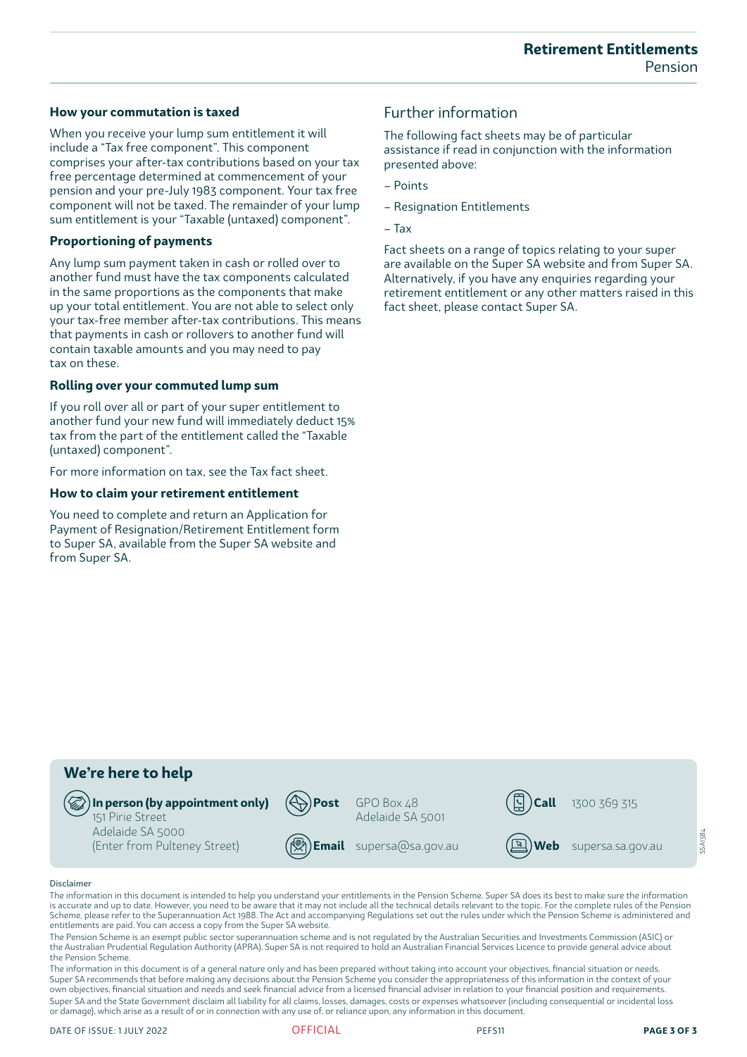### How your commutation is taxed

When you receive your lump sum entitlement it will include a "Tax free component". This component comprises your after-tax contributions based on your tax free percentage determined at commencement of your pension and your pre-July 1983 component. Your tax free component will not be taxed. The remainder of your lump sum entitlement is your "Taxable (untaxed) component".

### Proportioning of payments

Any lump sum payment taken in cash or rolled over to another fund must have the tax components calculated in the same proportions as the components that make up your total entitlement. You are not able to select only your tax-free member after-tax contributions. This means that payments in cash or rollovers to another fund will contain taxable amounts and you may need to pay tax on these.

### Rolling over your commuted lump sum

If you roll over all or part of your super entitlement to another fund your new fund will immediately deduct 15% tax from the part of the entitlement called the "Taxable (untaxed) component".

For more information on tax, see the Tax fact sheet.

### How to claim your retirement entitlement

You need to complete and return an Application for Payment of Resignation/Retirement Entitlement form to Super SA, available from the Super SA website and from Super SA.

## Further information

The following fact sheets may be of particular assistance if read in conjunction with the information presented above:

- Points
- Resignation Entitlements
- Tax

Fact sheets on a range of topics relating to your super are available on the Super SA website and from Super SA. Alternatively, if you have any enquiries regarding your retirement entitlement or any other matters raised in this fact sheet, please contact Super SA.

## We're here to help

**In person (by appointment only)**
151 Pirie Street
Adelaide SA 5000
(Enter from Pulteney Street)

**Post** GPO Box 48
Adelaide SA 5001

**Email** supersa@sa.gov.au

**Call** 1300 369 315

**Web** supersa.sa.gov.au

SSA1384

**Disclaimer**

The information in this document is intended to help you understand your entitlements in the Pension Scheme. Super SA does its best to make sure the information is accurate and up to date. However, you need to be aware that it may not include all the technical details relevant to the topic. For the complete rules of the Pension Scheme, please refer to the Superannuation Act 1988. The Act and accompanying Regulations set out the rules under which the Pension Scheme is administered and entitlements are paid. You can access a copy from the Super SA website.

The Pension Scheme is an exempt public sector superannuation scheme and is not regulated by the Australian Securities and Investments Commission (ASIC) or the Australian Prudential Regulation Authority (APRA). Super SA is not required to hold an Australian Financial Services Licence to provide general advice about the Pension Scheme.

The information in this document is of a general nature only and has been prepared without taking into account your objectives, financial situation or needs. Super SA recommends that before making any decisions about the Pension Scheme you consider the appropriateness of this information in the context of your own objectives, financial situation and needs and seek financial advice from a licensed financial adviser in relation to your financial position and requirements.

Super SA and the State Government disclaim all liability for all claims, losses, damages, costs or expenses whatsoever (including consequential or incidental loss or damage), which arise as a result of or in connection with any use of, or reliance upon, any information in this document.

DATE OF ISSUE: 1 JULY 2022 OFFICIAL PEFS11